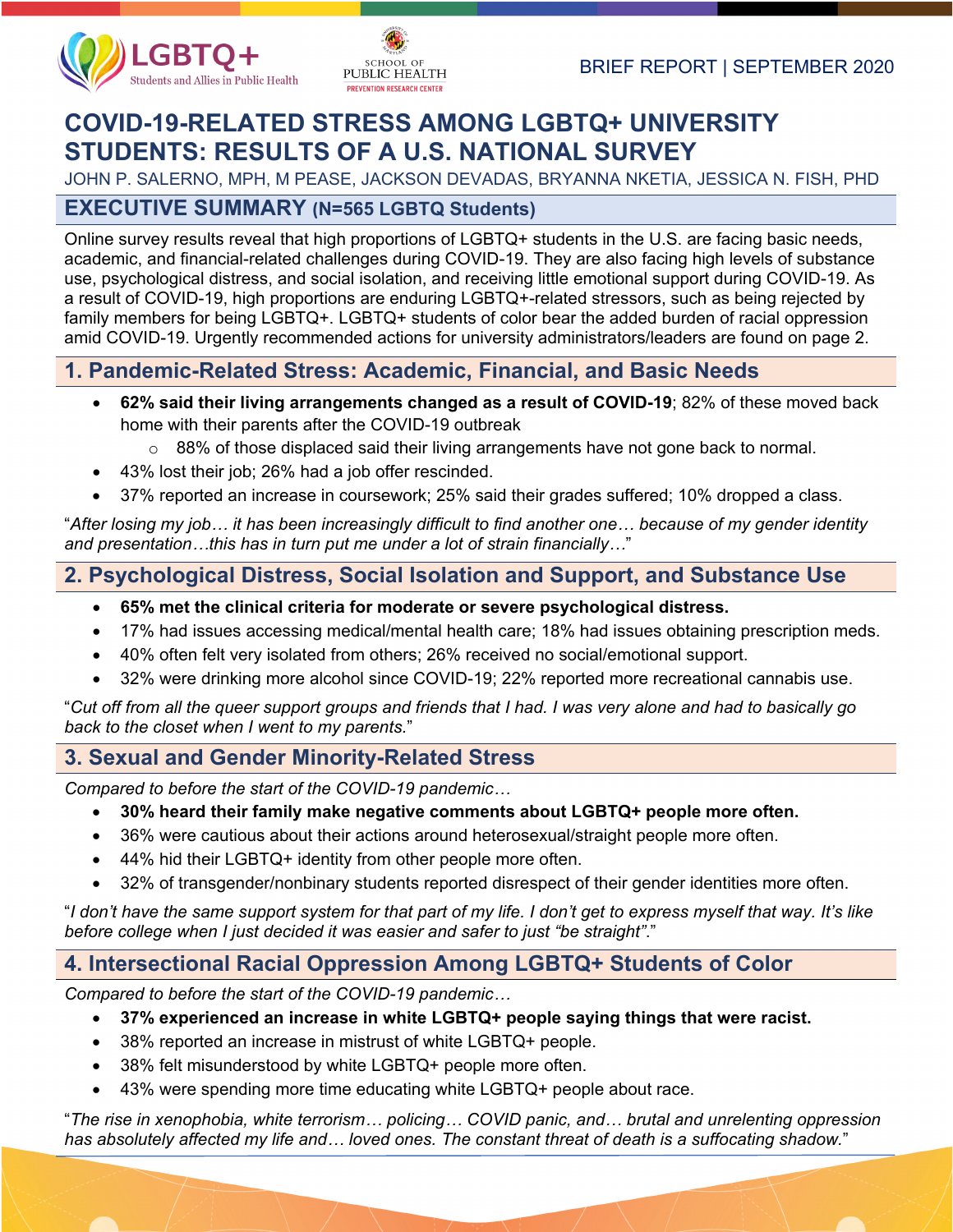LGBTQ+ Students and Allies in Public Health

SCHOOL OF PUBLIC HEALTH PREVENTION RESEARCH CENTER

BRIEF REPORT | SEPTEMBER 2020

# COVID-19-RELATED STRESS AMONG LGBTQ+ UNIVERSITY STUDENTS: RESULTS OF A U.S. NATIONAL SURVEY

JOHN P. SALERNO, MPH, M PEASE, JACKSON DEVADAS, BRYANNA NKETIA, JESSICA N. FISH, PHD

## EXECUTIVE SUMMARY (N=565 LGBTQ Students)

Online survey results reveal that high proportions of LGBTQ+ students in the U.S. are facing basic needs, academic, and financial-related challenges during COVID-19. They are also facing high levels of substance use, psychological distress, and social isolation, and receiving little emotional support during COVID-19. As a result of COVID-19, high proportions are enduring LGBTQ+-related stressors, such as being rejected by family members for being LGBTQ+. LGBTQ+ students of color bear the added burden of racial oppression amid COVID-19. Urgently recommended actions for university administrators/leaders are found on page 2.

## 1. Pandemic-Related Stress: Academic, Financial, and Basic Needs

- **62% said their living arrangements changed as a result of COVID-19**; 82% of these moved back home with their parents after the COVID-19 outbreak
  - 88% of those displaced said their living arrangements have not gone back to normal.
- 43% lost their job; 26% had a job offer rescinded.
- 37% reported an increase in coursework; 25% said their grades suffered; 10% dropped a class.

"*After losing my job… it has been increasingly difficult to find another one… because of my gender identity and presentation…this has in turn put me under a lot of strain financially…*"

## 2. Psychological Distress, Social Isolation and Support, and Substance Use

- **65% met the clinical criteria for moderate or severe psychological distress.**
- 17% had issues accessing medical/mental health care; 18% had issues obtaining prescription meds.
- 40% often felt very isolated from others; 26% received no social/emotional support.
- 32% were drinking more alcohol since COVID-19; 22% reported more recreational cannabis use.

"*Cut off from all the queer support groups and friends that I had. I was very alone and had to basically go back to the closet when I went to my parents.*"

## 3. Sexual and Gender Minority-Related Stress

*Compared to before the start of the COVID-19 pandemic…*

- **30% heard their family make negative comments about LGBTQ+ people more often.**
- 36% were cautious about their actions around heterosexual/straight people more often.
- 44% hid their LGBTQ+ identity from other people more often.
- 32% of transgender/nonbinary students reported disrespect of their gender identities more often.

"*I don't have the same support system for that part of my life. I don't get to express myself that way. It's like before college when I just decided it was easier and safer to just "be straight"*."

## 4. Intersectional Racial Oppression Among LGBTQ+ Students of Color

*Compared to before the start of the COVID-19 pandemic…*

- **37% experienced an increase in white LGBTQ+ people saying things that were racist.**
- 38% reported an increase in mistrust of white LGBTQ+ people.
- 38% felt misunderstood by white LGBTQ+ people more often.
- 43% were spending more time educating white LGBTQ+ people about race.

"*The rise in xenophobia, white terrorism… policing… COVID panic, and… brutal and unrelenting oppression has absolutely affected my life and… loved ones. The constant threat of death is a suffocating shadow.*"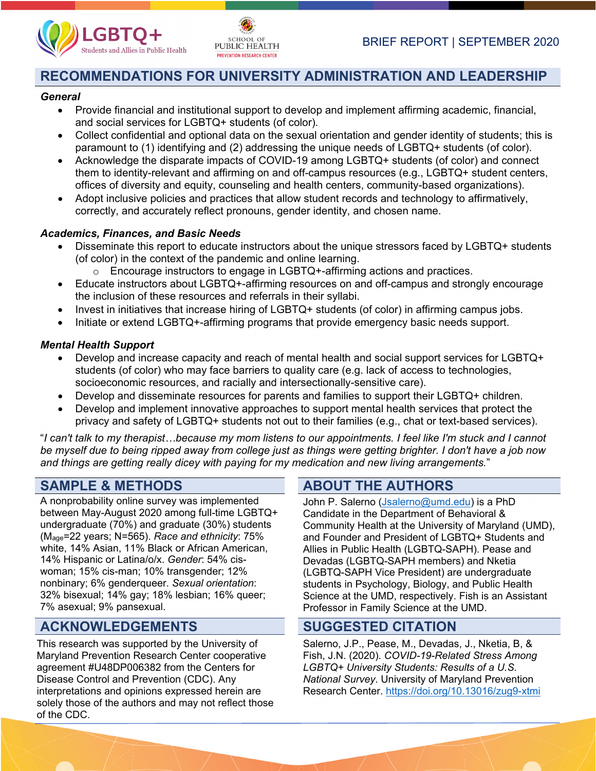## RECOMMENDATIONS FOR UNIVERSITY ADMINISTRATION AND LEADERSHIP

***General***

- Provide financial and institutional support to develop and implement affirming academic, financial, and social services for LGBTQ+ students (of color).
- Collect confidential and optional data on the sexual orientation and gender identity of students; this is paramount to (1) identifying and (2) addressing the unique needs of LGBTQ+ students (of color).
- Acknowledge the disparate impacts of COVID-19 among LGBTQ+ students (of color) and connect them to identity-relevant and affirming on and off-campus resources (e.g., LGBTQ+ student centers, offices of diversity and equity, counseling and health centers, community-based organizations).
- Adopt inclusive policies and practices that allow student records and technology to affirmatively, correctly, and accurately reflect pronouns, gender identity, and chosen name.

***Academics, Finances, and Basic Needs***

- Disseminate this report to educate instructors about the unique stressors faced by LGBTQ+ students (of color) in the context of the pandemic and online learning.
  - Encourage instructors to engage in LGBTQ+-affirming actions and practices.
- Educate instructors about LGBTQ+-affirming resources on and off-campus and strongly encourage the inclusion of these resources and referrals in their syllabi.
- Invest in initiatives that increase hiring of LGBTQ+ students (of color) in affirming campus jobs.
- Initiate or extend LGBTQ+-affirming programs that provide emergency basic needs support.

***Mental Health Support***

- Develop and increase capacity and reach of mental health and social support services for LGBTQ+ students (of color) who may face barriers to quality care (e.g. lack of access to technologies, socioeconomic resources, and racially and intersectionally-sensitive care).
- Develop and disseminate resources for parents and families to support their LGBTQ+ children.
- Develop and implement innovative approaches to support mental health services that protect the privacy and safety of LGBTQ+ students not out to their families (e.g., chat or text-based services).

"*I can't talk to my therapist…because my mom listens to our appointments. I feel like I'm stuck and I cannot be myself due to being ripped away from college just as things were getting brighter. I don't have a job now and things are getting really dicey with paying for my medication and new living arrangements.*"

## SAMPLE & METHODS

A nonprobability online survey was implemented between May-August 2020 among full-time LGBTQ+ undergraduate (70%) and graduate (30%) students ($M_{age}$=22 years; N=565). *Race and ethnicity*: 75% white, 14% Asian, 11% Black or African American, 14% Hispanic or Latina/o/x. *Gender*: 54% cis-woman; 15% cis-man; 10% transgender; 12% nonbinary; 6% genderqueer. *Sexual orientation*: 32% bisexual; 14% gay; 18% lesbian; 16% queer; 7% asexual; 9% pansexual.

## ABOUT THE AUTHORS

John P. Salerno (Jsalerno@umd.edu) is a PhD Candidate in the Department of Behavioral & Community Health at the University of Maryland (UMD), and Founder and President of LGBTQ+ Students and Allies in Public Health (LGBTQ-SAPH). Pease and Devadas (LGBTQ-SAPH members) and Nketia (LGBTQ-SAPH Vice President) are undergraduate students in Psychology, Biology, and Public Health Science at the UMD, respectively. Fish is an Assistant Professor in Family Science at the UMD.

## ACKNOWLEDGEMENTS

This research was supported by the University of Maryland Prevention Research Center cooperative agreement #U48DP006382 from the Centers for Disease Control and Prevention (CDC). Any interpretations and opinions expressed herein are solely those of the authors and may not reflect those of the CDC.

## SUGGESTED CITATION

Salerno, J.P., Pease, M., Devadas, J., Nketia, B, & Fish, J.N. (2020). *COVID-19-Related Stress Among LGBTQ+ University Students: Results of a U.S. National Survey*. University of Maryland Prevention Research Center. https://doi.org/10.13016/zug9-xtmi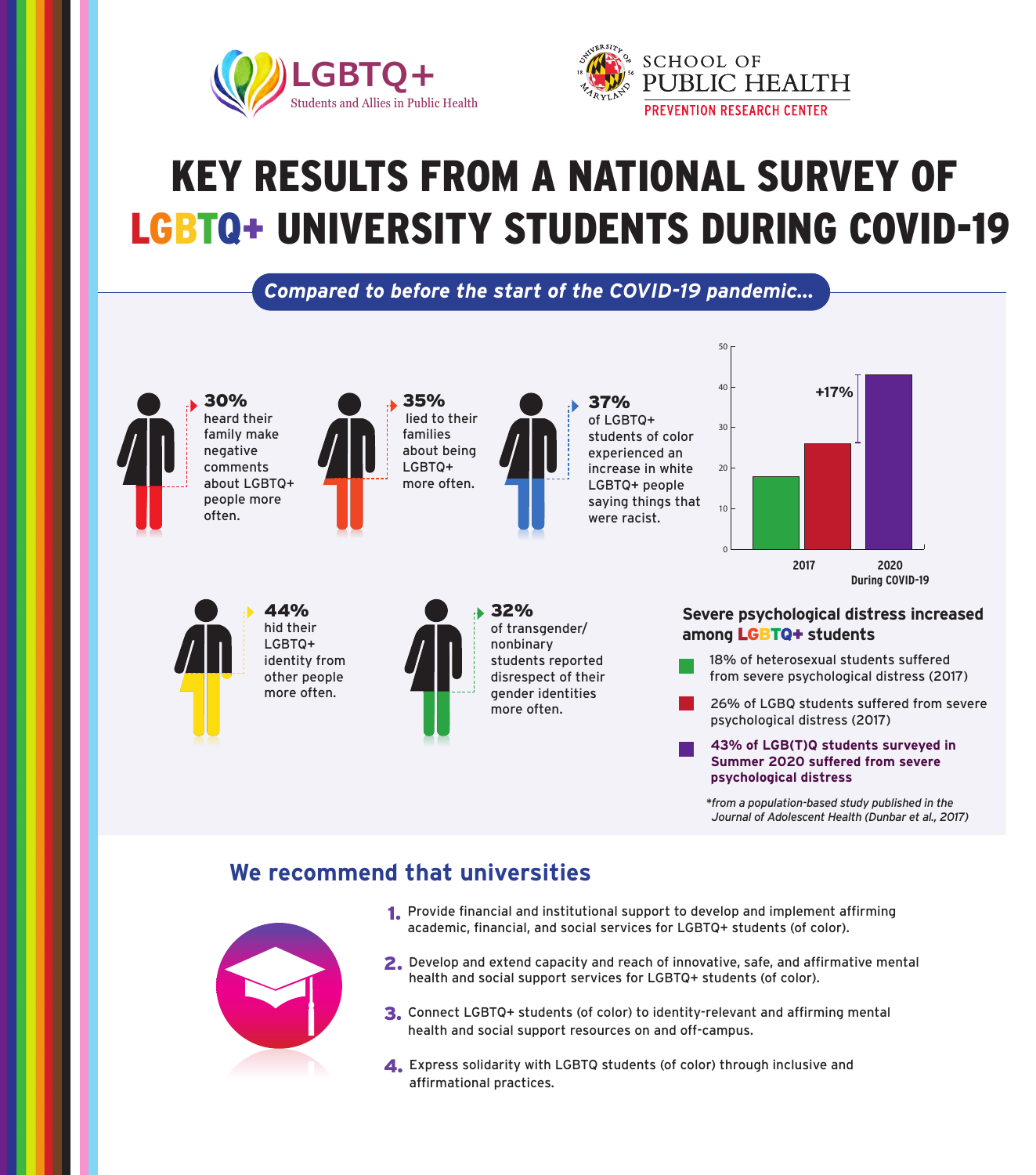LGBTQ+ Students and Allies in Public Health

University of Maryland School of Public Health Prevention Research Center

# KEY RESULTS FROM A NATIONAL SURVEY OF LGBTQ+ UNIVERSITY STUDENTS DURING COVID-19

## Compared to before the start of the COVID-19 pandemic...

**30%** heard their family make negative comments about LGBTQ+ people more often.

**35%** lied to their families about being LGBTQ+ more often.

**37%** of LGBTQ+ students of color experienced an increase in white LGBTQ+ people saying things that were racist.

**44%** hid their LGBTQ+ identity from other people more often.

**32%** of transgender/nonbinary students reported disrespect of their gender identities more often.

50
40
30
20
10
0
+17%
2017
2020 During COVID-19

### Severe psychological distress increased among LGBTQ+ students

- 18% of heterosexual students suffered from severe psychological distress (2017)
- 26% of LGBQ students suffered from severe psychological distress (2017)
- **43% of LGB(T)Q students surveyed in Summer 2020 suffered from severe psychological distress**

*\*from a population-based study published in the Journal of Adolescent Health (Dunbar et al., 2017)*

## We recommend that universities

1. Provide financial and institutional support to develop and implement affirming academic, financial, and social services for LGBTQ+ students (of color).
2. Develop and extend capacity and reach of innovative, safe, and affirmative mental health and social support services for LGBTQ+ students (of color).
3. Connect LGBTQ+ students (of color) to identity-relevant and affirming mental health and social support resources on and off-campus.
4. Express solidarity with LGBTQ students (of color) through inclusive and affirmational practices.